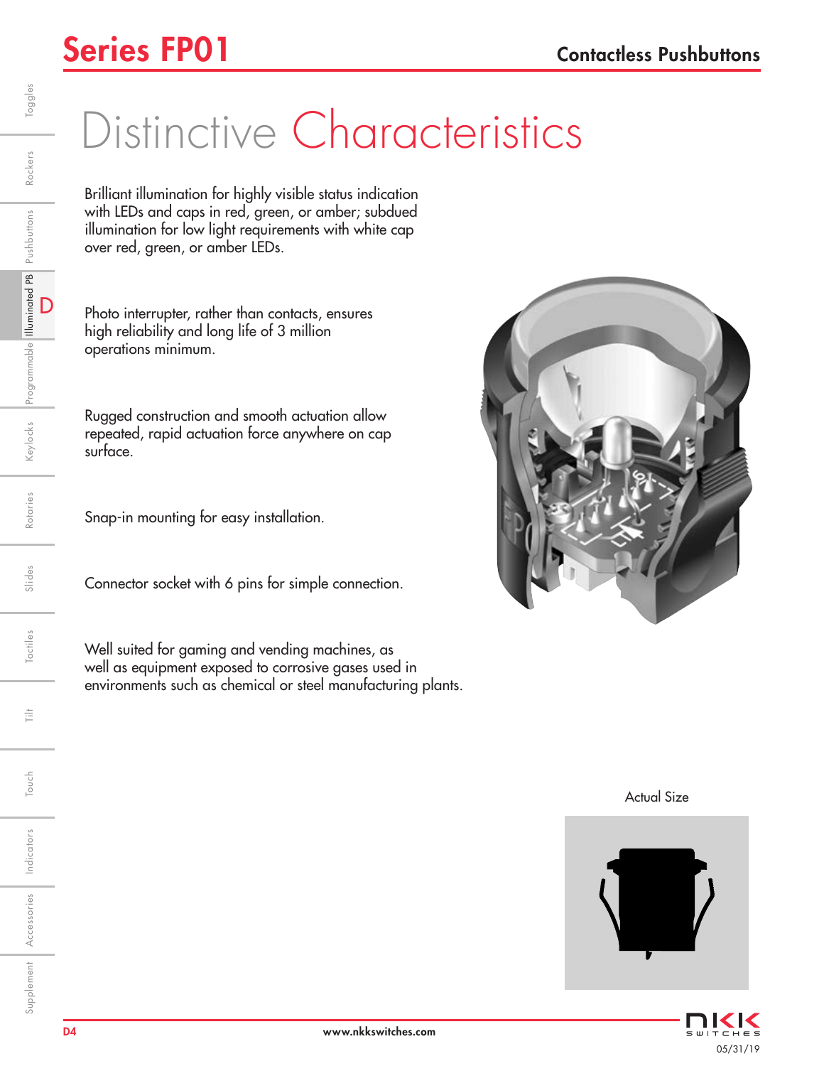# Series FP01

## Contactless Pushbuttons

# Distinctive Characteristics

Brilliant illumination for highly visible status indication with LEDs and caps in red, green, or amber; subdued illumination for low light requirements with white cap over red, green, or amber LEDs.

Photo interrupter, rather than contacts, ensures high reliability and long life of 3 million operations minimum.

Rugged construction and smooth actuation allow repeated, rapid actuation force anywhere on cap surface.

Snap-in mounting for easy installation.

Connector socket with 6 pins for simple connection.

Well suited for gaming and vending machines, as well as equipment exposed to corrosive gases used in environments such as chemical or steel manufacturing plants.

Actual Size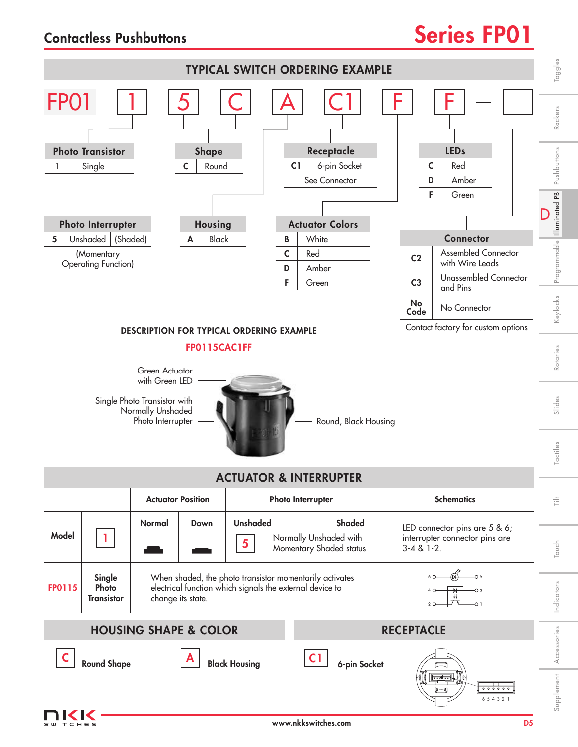# Contactless Pushbuttons — Series FP01

## TYPICAL SWITCH ORDERING EXAMPLE

FP01 | 1 | 5 | C | A | C1 | F | F — [ ]

**Photo Transistor**

| | |
|---|---|
| 1 | Single |

**Photo Interrupter**

| | | |
|---|---|---|
| 5 | Unshaded | (Shaded) |

(Momentary Operating Function)

**Shape**

| | |
|---|---|
| C | Round |

**Housing**

| | |
|---|---|
| A | Black |

**Receptacle**

| | |
|---|---|
| C1 | 6-pin Socket |

See Connector

**Actuator Colors**

| | |
|---|---|
| B | White |
| C | Red |
| D | Amber |
| F | Green |

**LEDs**

| | |
|---|---|
| C | Red |
| D | Amber |
| F | Green |

**Connector**

| | |
|---|---|
| C2 | Assembled Connector with Wire Leads |
| C3 | Unassembled Connector and Pins |
| No Code | No Connector |

Contact factory for custom options

### DESCRIPTION FOR TYPICAL ORDERING EXAMPLE

**FP0115CAC1FF**

- Green Actuator with Green LED
- Single Photo Transistor with Normally Unshaded Photo Interrupter
- Round, Black Housing

## ACTUATOR & INTERRUPTER

| | | Actuator Position | | Photo Interrupter | Schematics |
|---|---|---|---|---|---|
| Model | 1 | Normal | Down | Unshaded / Shaded — 5: Normally Unshaded with Momentary Shaded status | LED connector pins are 5 & 6; interrupter connector pins are 3-4 & 1-2. |
| FP0115 | Single Photo Transistor | When shaded, the photo transistor momentarily activates electrical function which signals the external device to change its state. | | | |

## HOUSING SHAPE & COLOR

- **C** Round Shape
- **A** Black Housing

## RECEPTACLE

- **C1** 6-pin Socket

6 5 4 3 2 1

www.nkkswitches.com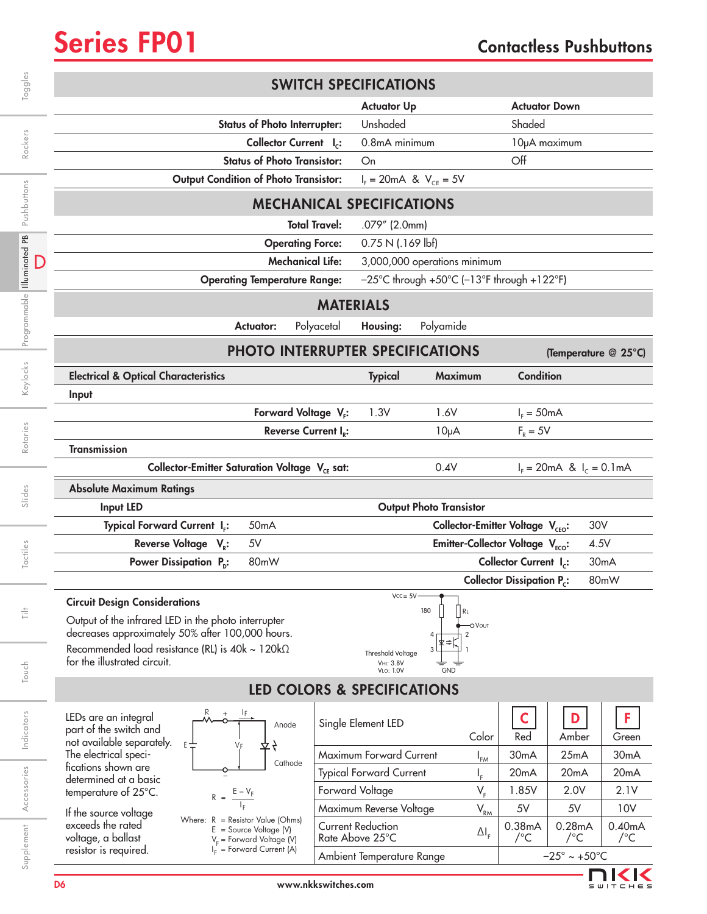# Series FP01

## Contactless Pushbuttons

## SWITCH SPECIFICATIONS

| | Actuator Up | Actuator Down |
|---|---|---|
| **Status of Photo Interrupter:** | Unshaded | Shaded |
| **Collector Current $I_C$:** | 0.8mA minimum | 10μA maximum |
| **Status of Photo Transistor:** | On | Off |
| **Output Condition of Photo Transistor:** | $I_F$ = 20mA & $V_{CE}$ = 5V | |

## MECHANICAL SPECIFICATIONS

| | |
|---|---|
| **Total Travel:** | .079″ (2.0mm) |
| **Operating Force:** | 0.75 N (.169 lbf) |
| **Mechanical Life:** | 3,000,000 operations minimum |
| **Operating Temperature Range:** | −25°C through +50°C (−13°F through +122°F) |

## MATERIALS

| | | | |
|---|---|---|---|
| **Actuator:** | Polyacetal | **Housing:** | Polyamide |

## PHOTO INTERRUPTER SPECIFICATIONS

(Temperature @ 25°C)

| Electrical & Optical Characteristics | Typical | Maximum | Condition |
|---|---|---|---|
| **Input** | | | |
| Forward Voltage $V_F$: | 1.3V | 1.6V | $I_F$ = 50mA |
| Reverse Current $I_R$: | | 10μA | $F_R$ = 5V |
| **Transmission** | | | |
| Collector-Emitter Saturation Voltage $V_{CE}$ sat: | | 0.4V | $I_F$ = 20mA & $I_C$ = 0.1mA |

**Absolute Maximum Ratings**

| Input LED | | Output Photo Transistor | |
|---|---|---|---|
| Typical Forward Current $I_F$: | 50mA | Collector-Emitter Voltage $V_{CEO}$: | 30V |
| Reverse Voltage $V_R$: | 5V | Emitter-Collector Voltage $V_{ECO}$: | 4.5V |
| Power Dissipation $P_D$: | 80mW | Collector Current $I_C$: | 30mA |
| | | Collector Dissipation $P_C$: | 80mW |

**Circuit Design Considerations**

Output of the infrared LED in the photo interrupter decreases approximately 50% after 100,000 hours.

Recommended load resistance (RL) is 40k ~ 120kΩ for the illustrated circuit.

Vcc = 5V; 180; RL; VOUT; 4; 2; 3; 1; GND; Threshold Voltage $V_{HI}$: 3.8V, $V_{LO}$: 1.0V

## LED COLORS & SPECIFICATIONS

LEDs are an integral part of the switch and not available separately. The electrical specifications shown are determined at a basic temperature of 25°C.

If the source voltage exceeds the rated voltage, a ballast resistor is required.

$$R = \frac{E - V_F}{I_F}$$

Where: R = Resistor Value (Ohms)
E = Source Voltage (V)
$V_F$ = Forward Voltage (V)
$I_F$ = Forward Current (A)

| Single Element LED | Color | C Red | D Amber | F Green |
|---|---|---|---|---|
| Maximum Forward Current | $I_{FM}$ | 30mA | 25mA | 30mA |
| Typical Forward Current | $I_F$ | 20mA | 20mA | 20mA |
| Forward Voltage | $V_F$ | 1.85V | 2.0V | 2.1V |
| Maximum Reverse Voltage | $V_{RM}$ | 5V | 5V | 10V |
| Current Reduction Rate Above 25°C | $\Delta I_F$ | 0.38mA /°C | 0.28mA /°C | 0.40mA /°C |
| Ambient Temperature Range | | −25° ~ +50°C | | |

www.nkkswitches.com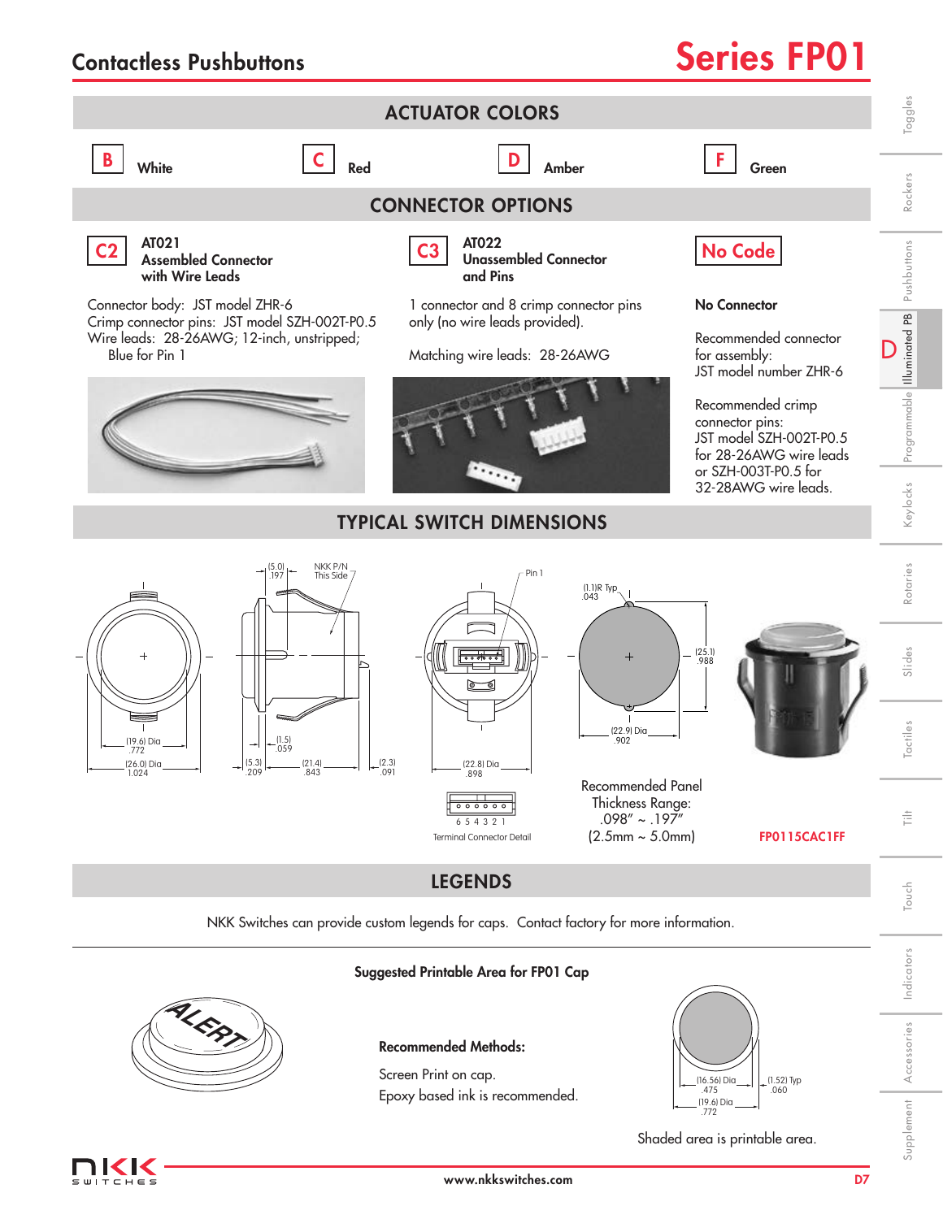## Contactless Pushbuttons — Series FP01

## ACTUATOR COLORS

**B** White

**C** Red

**D** Amber

**F** Green

## CONNECTOR OPTIONS

**C2** **AT021 Assembled Connector with Wire Leads**

Connector body: JST model ZHR-6
Crimp connector pins: JST model SZH-002T-P0.5
Wire leads: 28-26AWG; 12-inch, unstripped; Blue for Pin 1

**C3** **AT022 Unassembled Connector and Pins**

1 connector and 8 crimp connector pins only (no wire leads provided).

Matching wire leads: 28-26AWG

**No Code**

**No Connector**

Recommended connector for assembly:
JST model number ZHR-6

Recommended crimp connector pins:
JST model SZH-002T-P0.5 for 28-26AWG wire leads or SZH-003T-P0.5 for 32-28AWG wire leads.

## TYPICAL SWITCH DIMENSIONS

(19.6) Dia .772
(26.0) Dia 1.024
(5.0) .197
NKK P/N This Side
(1.5) .059
(5.3) .209
(21.4) .843
(2.3) .091
Pin 1
(22.8) Dia .898
6 5 4 3 2 1
Terminal Connector Detail
(1.1)R Typ .043
(25.1) .988
(22.9) Dia .902

Recommended Panel Thickness Range: .098" ~ .197" (2.5mm ~ 5.0mm)

FP0115CAC1FF

## LEGENDS

NKK Switches can provide custom legends for caps. Contact factory for more information.

**Suggested Printable Area for FP01 Cap**

ALERT

**Recommended Methods:**

Screen Print on cap.

Epoxy based ink is recommended.

(16.56) Dia .475
(1.52) Typ .060
(19.6) Dia .772

Shaded area is printable area.

www.nkkswitches.com